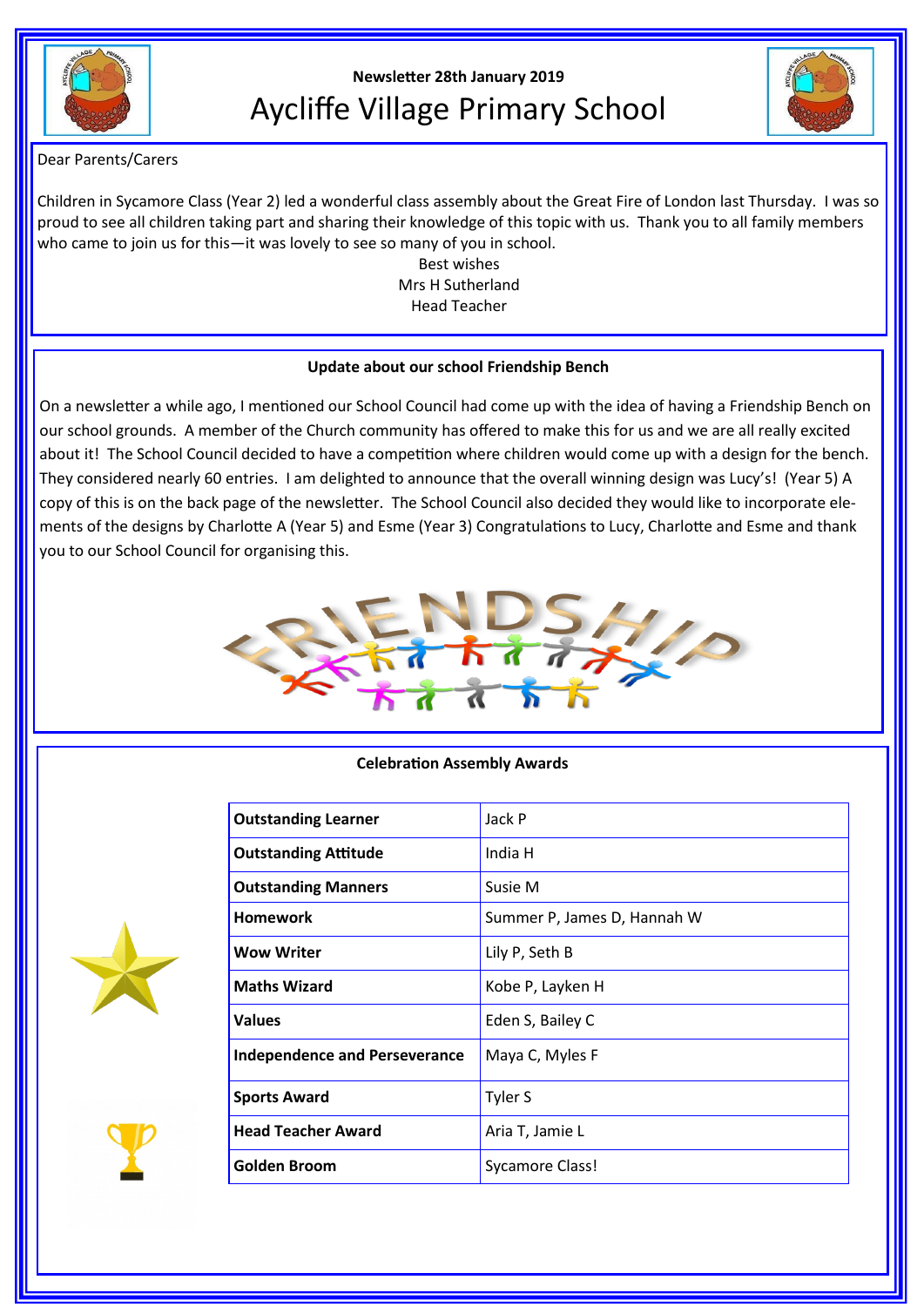Newsletter 28th January 2019

# Aycliffe Village Primary School

Dear Parents/Carers

Children in Sycamore Class (Year 2) led a wonderful class assembly about the Great Fire of London last Thursday. I was so proud to see all children taking part and sharing their knowledge of this topic with us. Thank you to all family members who came to join us for this—it was lovely to see so many of you in school.

Best wishes
Mrs H Sutherland
Head Teacher

## Update about our school Friendship Bench

On a newsletter a while ago, I mentioned our School Council had come up with the idea of having a Friendship Bench on our school grounds. A member of the Church community has offered to make this for us and we are all really excited about it! The School Council decided to have a competition where children would come up with a design for the bench. They considered nearly 60 entries. I am delighted to announce that the overall winning design was Lucy's! (Year 5) A copy of this is on the back page of the newsletter. The School Council also decided they would like to incorporate elements of the designs by Charlotte A (Year 5) and Esme (Year 3) Congratulations to Lucy, Charlotte and Esme and thank you to our School Council for organising this.

## Celebration Assembly Awards

| Award | Winner(s) |
|---|---|
| **Outstanding Learner** | Jack P |
| **Outstanding Attitude** | India H |
| **Outstanding Manners** | Susie M |
| **Homework** | Summer P, James D, Hannah W |
| **Wow Writer** | Lily P, Seth B |
| **Maths Wizard** | Kobe P, Layken H |
| **Values** | Eden S, Bailey C |
| **Independence and Perseverance** | Maya C, Myles F |
| **Sports Award** | Tyler S |
| **Head Teacher Award** | Aria T, Jamie L |
| **Golden Broom** | Sycamore Class! |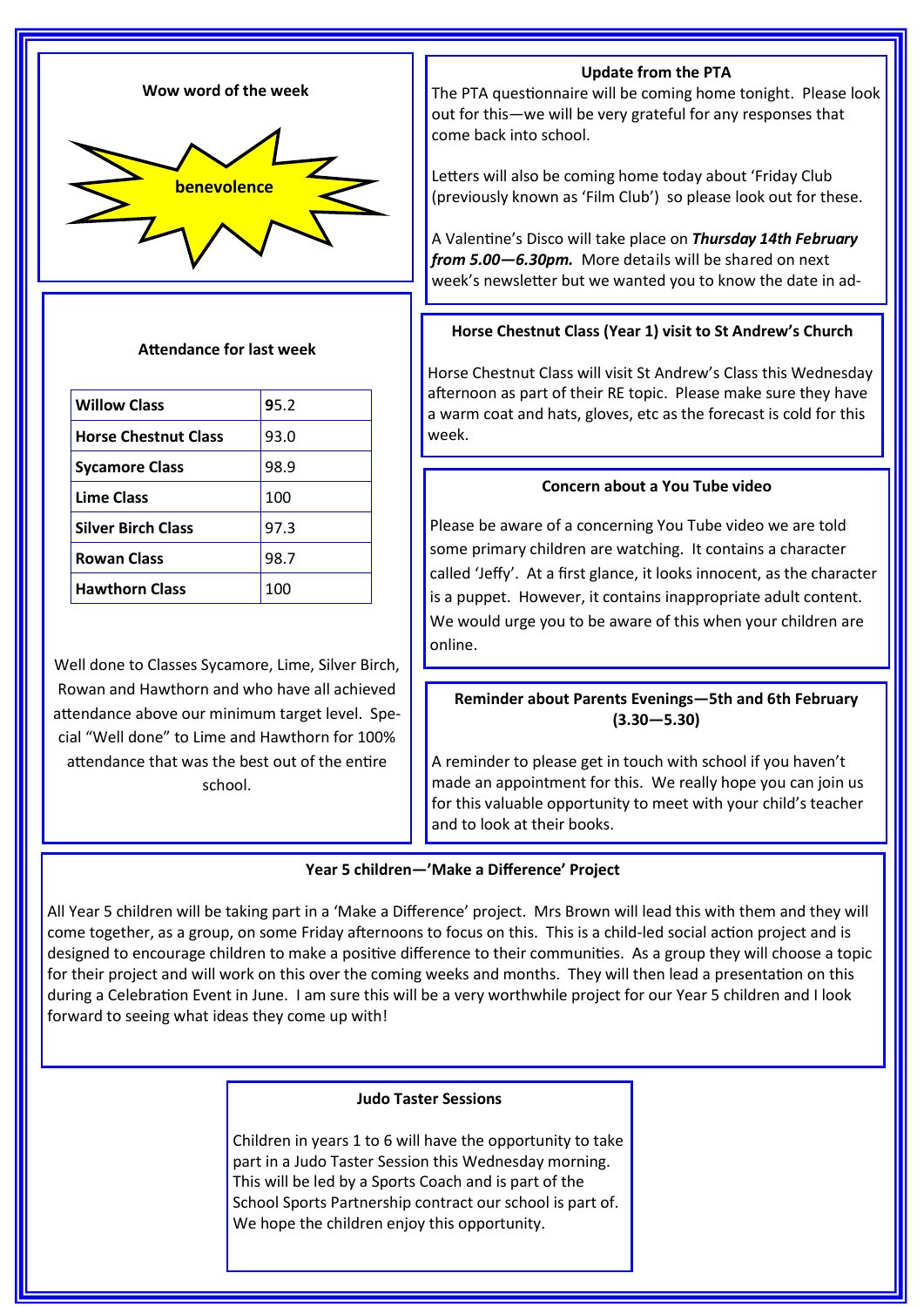### Wow word of the week

**benevolence**

### Attendance for last week

| Class | Attendance |
|---|---|
| **Willow Class** | 95.2 |
| **Horse Chestnut Class** | 93.0 |
| **Sycamore Class** | 98.9 |
| **Lime Class** | 100 |
| **Silver Birch Class** | 97.3 |
| **Rowan Class** | 98.7 |
| **Hawthorn Class** | 100 |

Well done to Classes Sycamore, Lime, Silver Birch, Rowan and Hawthorn and who have all achieved attendance above our minimum target level. Special "Well done" to Lime and Hawthorn for 100% attendance that was the best out of the entire school.

### Update from the PTA

The PTA questionnaire will be coming home tonight. Please look out for this—we will be very grateful for any responses that come back into school.

Letters will also be coming home today about 'Friday Club (previously known as 'Film Club') so please look out for these.

A Valentine's Disco will take place on ***Thursday 14th February from 5.00—6.30pm.*** More details will be shared on next week's newsletter but we wanted you to know the date in ad-

### Horse Chestnut Class (Year 1) visit to St Andrew's Church

Horse Chestnut Class will visit St Andrew's Class this Wednesday afternoon as part of their RE topic. Please make sure they have a warm coat and hats, gloves, etc as the forecast is cold for this week.

### Concern about a You Tube video

Please be aware of a concerning You Tube video we are told some primary children are watching. It contains a character called 'Jeffy'. At a first glance, it looks innocent, as the character is a puppet. However, it contains inappropriate adult content. We would urge you to be aware of this when your children are online.

### Reminder about Parents Evenings—5th and 6th February (3.30—5.30)

A reminder to please get in touch with school if you haven't made an appointment for this. We really hope you can join us for this valuable opportunity to meet with your child's teacher and to look at their books.

### Year 5 children—'Make a Difference' Project

All Year 5 children will be taking part in a 'Make a Difference' project. Mrs Brown will lead this with them and they will come together, as a group, on some Friday afternoons to focus on this. This is a child-led social action project and is designed to encourage children to make a positive difference to their communities. As a group they will choose a topic for their project and will work on this over the coming weeks and months. They will then lead a presentation on this during a Celebration Event in June. I am sure this will be a very worthwhile project for our Year 5 children and I look forward to seeing what ideas they come up with!

### Judo Taster Sessions

Children in years 1 to 6 will have the opportunity to take part in a Judo Taster Session this Wednesday morning. This will be led by a Sports Coach and is part of the School Sports Partnership contract our school is part of. We hope the children enjoy this opportunity.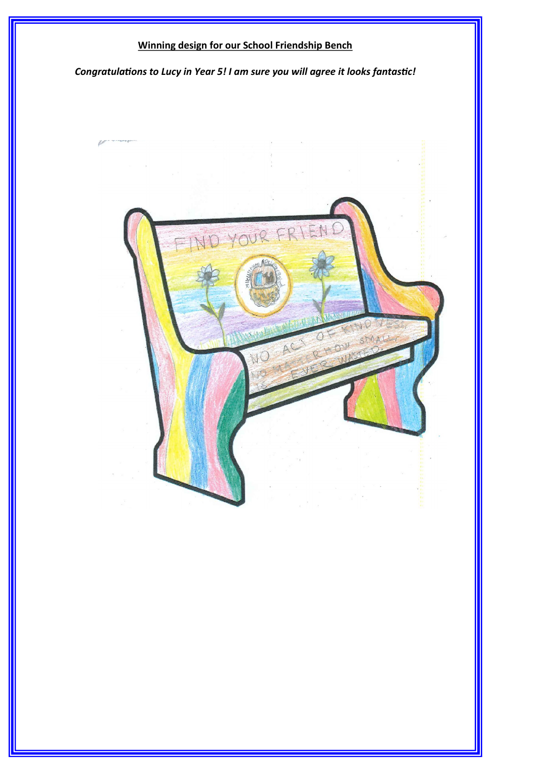**Winning design for our School Friendship Bench**

***Congratulations to Lucy in Year 5! I am sure you will agree it looks fantastic!***